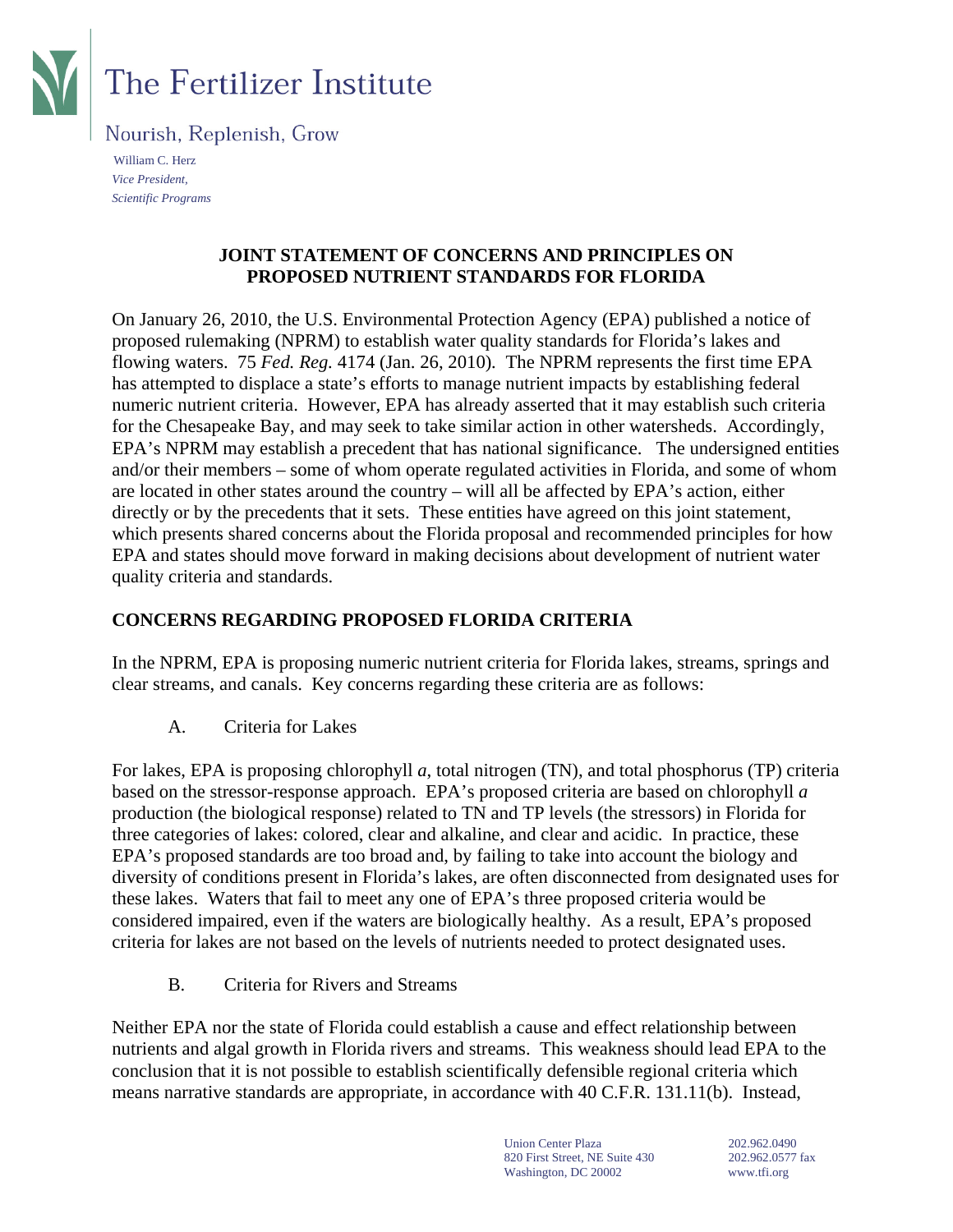The Fertilizer Institute

Nourish, Replenish, Grow

William C. Herz
*Vice President,*
*Scientific Programs*

**JOINT STATEMENT OF CONCERNS AND PRINCIPLES ON PROPOSED NUTRIENT STANDARDS FOR FLORIDA**

On January 26, 2010, the U.S. Environmental Protection Agency (EPA) published a notice of proposed rulemaking (NPRM) to establish water quality standards for Florida's lakes and flowing waters. 75 *Fed. Reg.* 4174 (Jan. 26, 2010). The NPRM represents the first time EPA has attempted to displace a state's efforts to manage nutrient impacts by establishing federal numeric nutrient criteria. However, EPA has already asserted that it may establish such criteria for the Chesapeake Bay, and may seek to take similar action in other watersheds. Accordingly, EPA's NPRM may establish a precedent that has national significance. The undersigned entities and/or their members – some of whom operate regulated activities in Florida, and some of whom are located in other states around the country – will all be affected by EPA's action, either directly or by the precedents that it sets. These entities have agreed on this joint statement, which presents shared concerns about the Florida proposal and recommended principles for how EPA and states should move forward in making decisions about development of nutrient water quality criteria and standards.

**CONCERNS REGARDING PROPOSED FLORIDA CRITERIA**

In the NPRM, EPA is proposing numeric nutrient criteria for Florida lakes, streams, springs and clear streams, and canals. Key concerns regarding these criteria are as follows:

A. Criteria for Lakes

For lakes, EPA is proposing chlorophyll *a*, total nitrogen (TN), and total phosphorus (TP) criteria based on the stressor-response approach. EPA's proposed criteria are based on chlorophyll *a* production (the biological response) related to TN and TP levels (the stressors) in Florida for three categories of lakes: colored, clear and alkaline, and clear and acidic. In practice, these EPA's proposed standards are too broad and, by failing to take into account the biology and diversity of conditions present in Florida's lakes, are often disconnected from designated uses for these lakes. Waters that fail to meet any one of EPA's three proposed criteria would be considered impaired, even if the waters are biologically healthy. As a result, EPA's proposed criteria for lakes are not based on the levels of nutrients needed to protect designated uses.

B. Criteria for Rivers and Streams

Neither EPA nor the state of Florida could establish a cause and effect relationship between nutrients and algal growth in Florida rivers and streams. This weakness should lead EPA to the conclusion that it is not possible to establish scientifically defensible regional criteria which means narrative standards are appropriate, in accordance with 40 C.F.R. 131.11(b). Instead,

Union Center Plaza
820 First Street, NE Suite 430
Washington, DC 20002

202.962.0490
202.962.0577 fax
www.tfi.org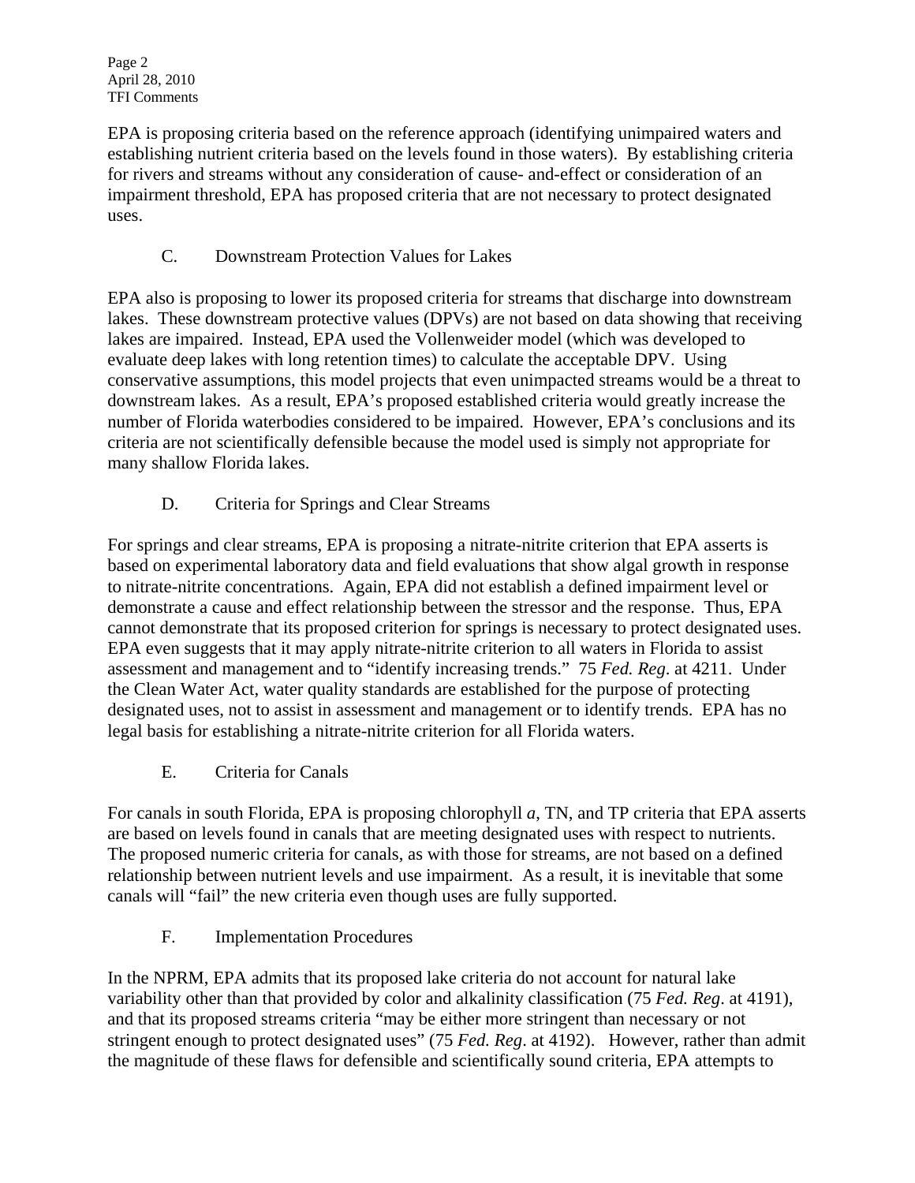EPA is proposing criteria based on the reference approach (identifying unimpaired waters and establishing nutrient criteria based on the levels found in those waters). By establishing criteria for rivers and streams without any consideration of cause- and-effect or consideration of an impairment threshold, EPA has proposed criteria that are not necessary to protect designated uses.

### C. Downstream Protection Values for Lakes

EPA also is proposing to lower its proposed criteria for streams that discharge into downstream lakes. These downstream protective values (DPVs) are not based on data showing that receiving lakes are impaired. Instead, EPA used the Vollenweider model (which was developed to evaluate deep lakes with long retention times) to calculate the acceptable DPV. Using conservative assumptions, this model projects that even unimpacted streams would be a threat to downstream lakes. As a result, EPA's proposed established criteria would greatly increase the number of Florida waterbodies considered to be impaired. However, EPA's conclusions and its criteria are not scientifically defensible because the model used is simply not appropriate for many shallow Florida lakes.

### D. Criteria for Springs and Clear Streams

For springs and clear streams, EPA is proposing a nitrate-nitrite criterion that EPA asserts is based on experimental laboratory data and field evaluations that show algal growth in response to nitrate-nitrite concentrations. Again, EPA did not establish a defined impairment level or demonstrate a cause and effect relationship between the stressor and the response. Thus, EPA cannot demonstrate that its proposed criterion for springs is necessary to protect designated uses. EPA even suggests that it may apply nitrate-nitrite criterion to all waters in Florida to assist assessment and management and to "identify increasing trends." 75 *Fed. Reg*. at 4211. Under the Clean Water Act, water quality standards are established for the purpose of protecting designated uses, not to assist in assessment and management or to identify trends. EPA has no legal basis for establishing a nitrate-nitrite criterion for all Florida waters.

### E. Criteria for Canals

For canals in south Florida, EPA is proposing chlorophyll *a*, TN, and TP criteria that EPA asserts are based on levels found in canals that are meeting designated uses with respect to nutrients. The proposed numeric criteria for canals, as with those for streams, are not based on a defined relationship between nutrient levels and use impairment. As a result, it is inevitable that some canals will "fail" the new criteria even though uses are fully supported.

### F. Implementation Procedures

In the NPRM, EPA admits that its proposed lake criteria do not account for natural lake variability other than that provided by color and alkalinity classification (75 *Fed. Reg*. at 4191), and that its proposed streams criteria "may be either more stringent than necessary or not stringent enough to protect designated uses" (75 *Fed. Reg*. at 4192). However, rather than admit the magnitude of these flaws for defensible and scientifically sound criteria, EPA attempts to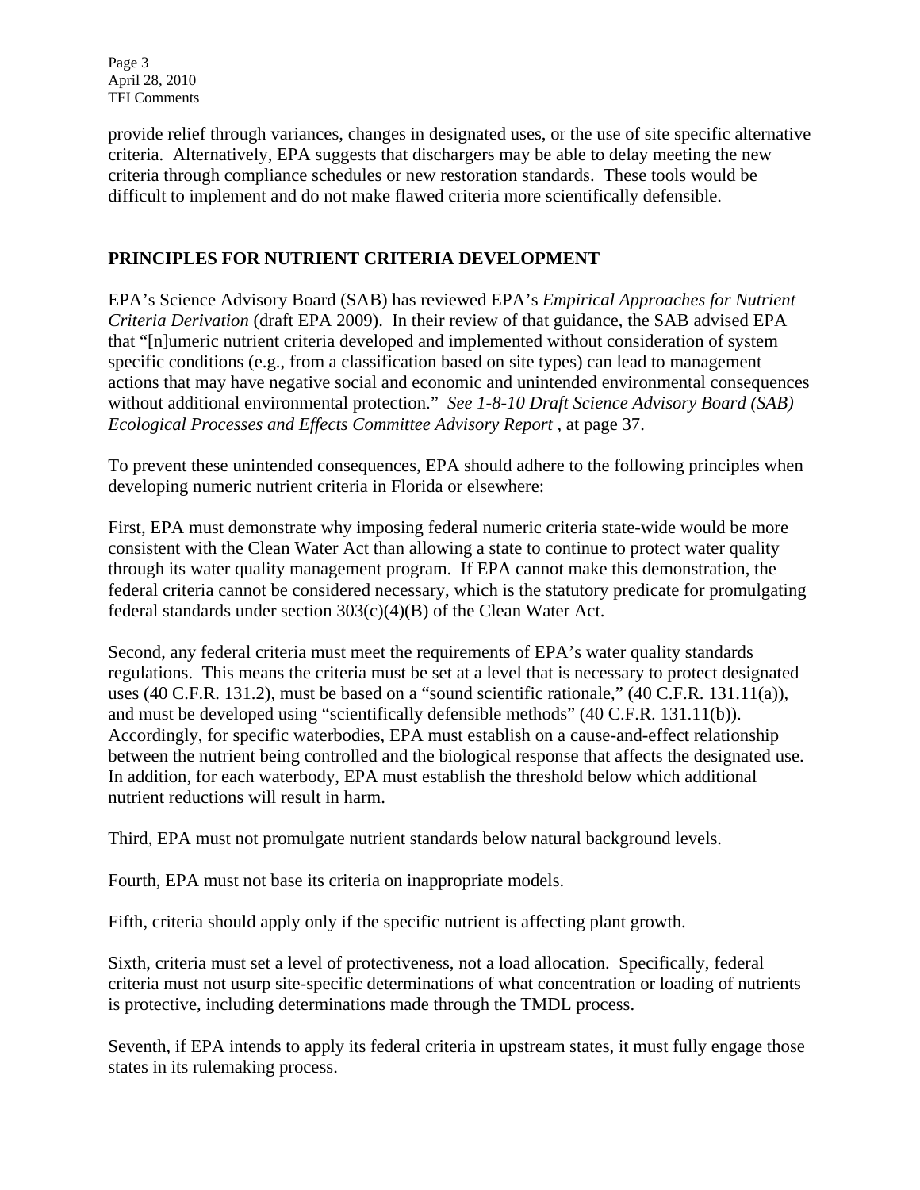provide relief through variances, changes in designated uses, or the use of site specific alternative criteria. Alternatively, EPA suggests that dischargers may be able to delay meeting the new criteria through compliance schedules or new restoration standards. These tools would be difficult to implement and do not make flawed criteria more scientifically defensible.

## PRINCIPLES FOR NUTRIENT CRITERIA DEVELOPMENT

EPA's Science Advisory Board (SAB) has reviewed EPA's *Empirical Approaches for Nutrient Criteria Derivation* (draft EPA 2009). In their review of that guidance, the SAB advised EPA that "[n]umeric nutrient criteria developed and implemented without consideration of system specific conditions (e.g., from a classification based on site types) can lead to management actions that may have negative social and economic and unintended environmental consequences without additional environmental protection." *See 1-8-10 Draft Science Advisory Board (SAB) Ecological Processes and Effects Committee Advisory Report* , at page 37.

To prevent these unintended consequences, EPA should adhere to the following principles when developing numeric nutrient criteria in Florida or elsewhere:

First, EPA must demonstrate why imposing federal numeric criteria state-wide would be more consistent with the Clean Water Act than allowing a state to continue to protect water quality through its water quality management program. If EPA cannot make this demonstration, the federal criteria cannot be considered necessary, which is the statutory predicate for promulgating federal standards under section 303(c)(4)(B) of the Clean Water Act.

Second, any federal criteria must meet the requirements of EPA's water quality standards regulations. This means the criteria must be set at a level that is necessary to protect designated uses (40 C.F.R. 131.2), must be based on a "sound scientific rationale," (40 C.F.R. 131.11(a)), and must be developed using "scientifically defensible methods" (40 C.F.R. 131.11(b)). Accordingly, for specific waterbodies, EPA must establish on a cause-and-effect relationship between the nutrient being controlled and the biological response that affects the designated use. In addition, for each waterbody, EPA must establish the threshold below which additional nutrient reductions will result in harm.

Third, EPA must not promulgate nutrient standards below natural background levels.

Fourth, EPA must not base its criteria on inappropriate models.

Fifth, criteria should apply only if the specific nutrient is affecting plant growth.

Sixth, criteria must set a level of protectiveness, not a load allocation. Specifically, federal criteria must not usurp site-specific determinations of what concentration or loading of nutrients is protective, including determinations made through the TMDL process.

Seventh, if EPA intends to apply its federal criteria in upstream states, it must fully engage those states in its rulemaking process.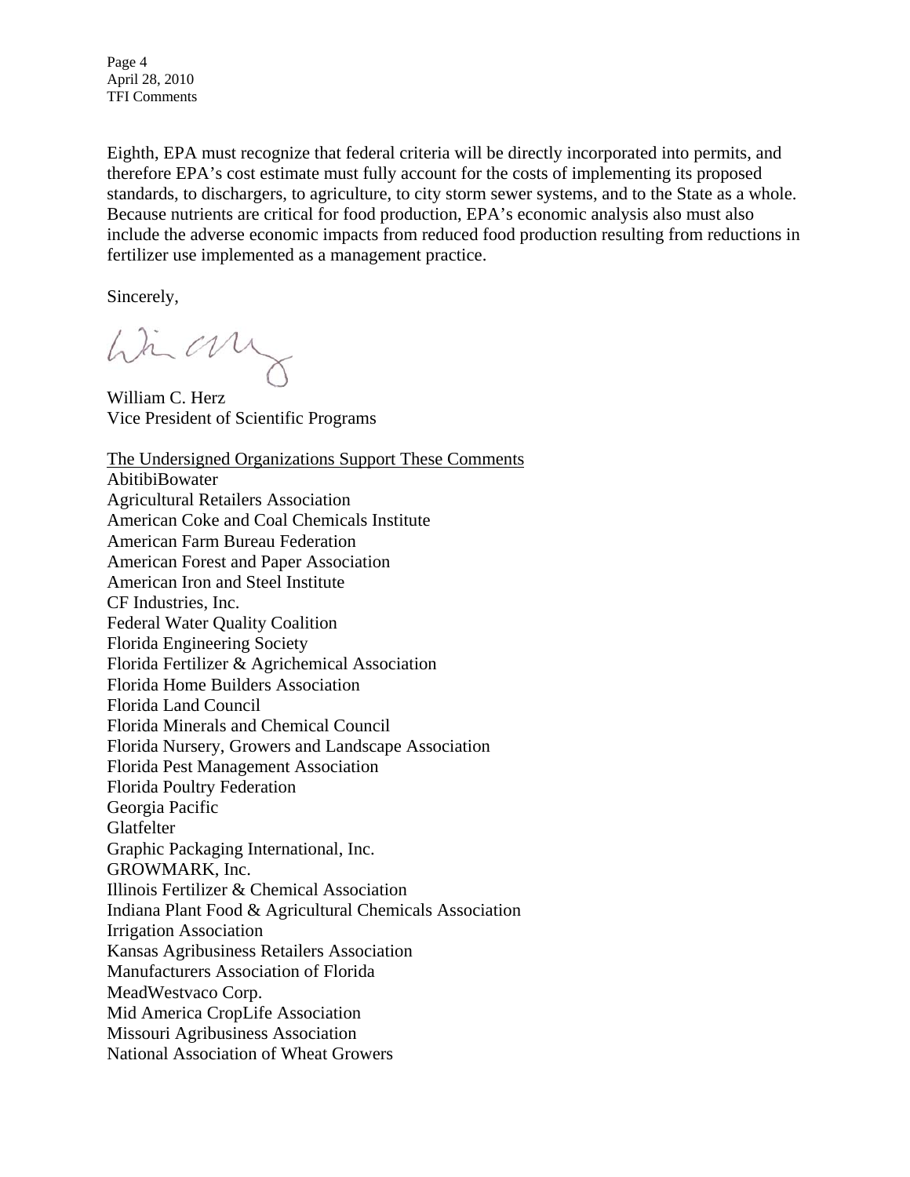Eighth, EPA must recognize that federal criteria will be directly incorporated into permits, and therefore EPA's cost estimate must fully account for the costs of implementing its proposed standards, to dischargers, to agriculture, to city storm sewer systems, and to the State as a whole. Because nutrients are critical for food production, EPA's economic analysis also must also include the adverse economic impacts from reduced food production resulting from reductions in fertilizer use implemented as a management practice.

Sincerely,

William C. Herz
Vice President of Scientific Programs

<u>The Undersigned Organizations Support These Comments</u>

AbitibiBowater
Agricultural Retailers Association
American Coke and Coal Chemicals Institute
American Farm Bureau Federation
American Forest and Paper Association
American Iron and Steel Institute
CF Industries, Inc.
Federal Water Quality Coalition
Florida Engineering Society
Florida Fertilizer & Agrichemical Association
Florida Home Builders Association
Florida Land Council
Florida Minerals and Chemical Council
Florida Nursery, Growers and Landscape Association
Florida Pest Management Association
Florida Poultry Federation
Georgia Pacific
Glatfelter
Graphic Packaging International, Inc.
GROWMARK, Inc.
Illinois Fertilizer & Chemical Association
Indiana Plant Food & Agricultural Chemicals Association
Irrigation Association
Kansas Agribusiness Retailers Association
Manufacturers Association of Florida
MeadWestvaco Corp.
Mid America CropLife Association
Missouri Agribusiness Association
National Association of Wheat Growers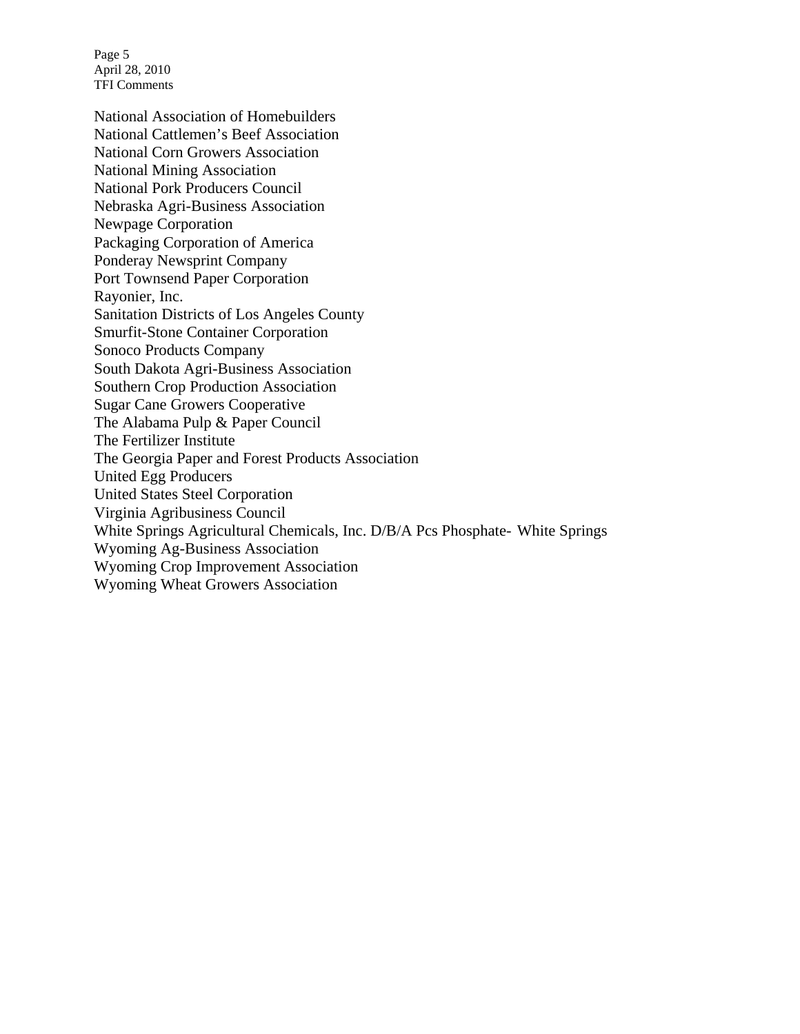National Association of Homebuilders
National Cattlemen's Beef Association
National Corn Growers Association
National Mining Association
National Pork Producers Council
Nebraska Agri-Business Association
Newpage Corporation
Packaging Corporation of America
Ponderay Newsprint Company
Port Townsend Paper Corporation
Rayonier, Inc.
Sanitation Districts of Los Angeles County
Smurfit-Stone Container Corporation
Sonoco Products Company
South Dakota Agri-Business Association
Southern Crop Production Association
Sugar Cane Growers Cooperative
The Alabama Pulp & Paper Council
The Fertilizer Institute
The Georgia Paper and Forest Products Association
United Egg Producers
United States Steel Corporation
Virginia Agribusiness Council
White Springs Agricultural Chemicals, Inc. D/B/A Pcs Phosphate- White Springs
Wyoming Ag-Business Association
Wyoming Crop Improvement Association
Wyoming Wheat Growers Association